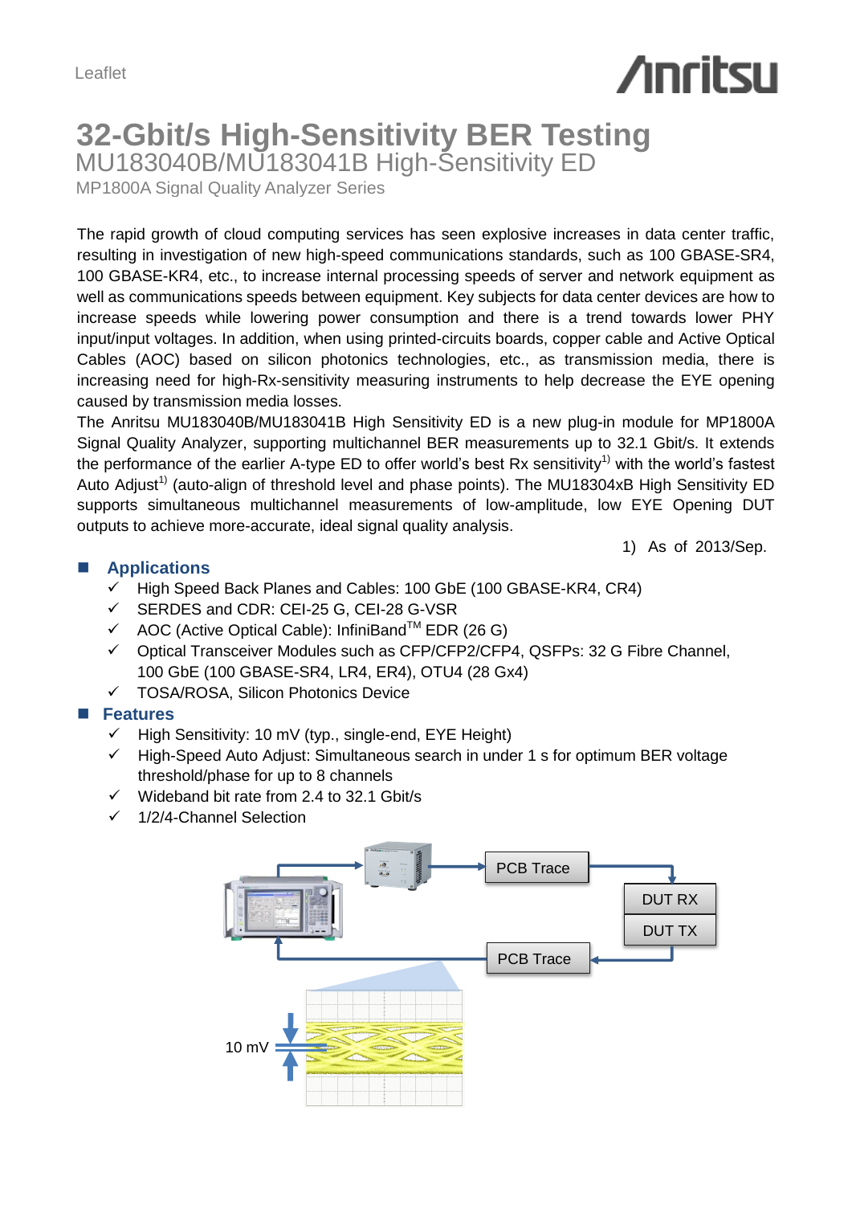Leaflet

# 32-Gbit/s High-Sensitivity BER Testing

## MU183040B/MU183041B High-Sensitivity ED

MP1800A Signal Quality Analyzer Series

The rapid growth of cloud computing services has seen explosive increases in data center traffic, resulting in investigation of new high-speed communications standards, such as 100 GBASE-SR4, 100 GBASE-KR4, etc., to increase internal processing speeds of server and network equipment as well as communications speeds between equipment. Key subjects for data center devices are how to increase speeds while lowering power consumption and there is a trend towards lower PHY input/input voltages. In addition, when using printed-circuits boards, copper cable and Active Optical Cables (AOC) based on silicon photonics technologies, etc., as transmission media, there is increasing need for high-Rx-sensitivity measuring instruments to help decrease the EYE opening caused by transmission media losses.

The Anritsu MU183040B/MU183041B High Sensitivity ED is a new plug-in module for MP1800A Signal Quality Analyzer, supporting multichannel BER measurements up to 32.1 Gbit/s. It extends the performance of the earlier A-type ED to offer world's best Rx sensitivity[1)] with the world's fastest Auto Adjust[1)] (auto-align of threshold level and phase points). The MU18304xB High Sensitivity ED supports simultaneous multichannel measurements of low-amplitude, low EYE Opening DUT outputs to achieve more-accurate, ideal signal quality analysis.

1) As of 2013/Sep.

## Applications

- ✓ High Speed Back Planes and Cables: 100 GbE (100 GBASE-KR4, CR4)
- ✓ SERDES and CDR: CEI-25 G, CEI-28 G-VSR
- ✓ AOC (Active Optical Cable): InfiniBand™ EDR (26 G)
- ✓ Optical Transceiver Modules such as CFP/CFP2/CFP4, QSFPs: 32 G Fibre Channel, 100 GbE (100 GBASE-SR4, LR4, ER4), OTU4 (28 Gx4)
- ✓ TOSA/ROSA, Silicon Photonics Device

## Features

- ✓ High Sensitivity: 10 mV (typ., single-end, EYE Height)
- ✓ High-Speed Auto Adjust: Simultaneous search in under 1 s for optimum BER voltage threshold/phase for up to 8 channels
- ✓ Wideband bit rate from 2.4 to 32.1 Gbit/s
- ✓ 1/2/4-Channel Selection

PCB Trace

DUT RX

DUT TX

PCB Trace

10 mV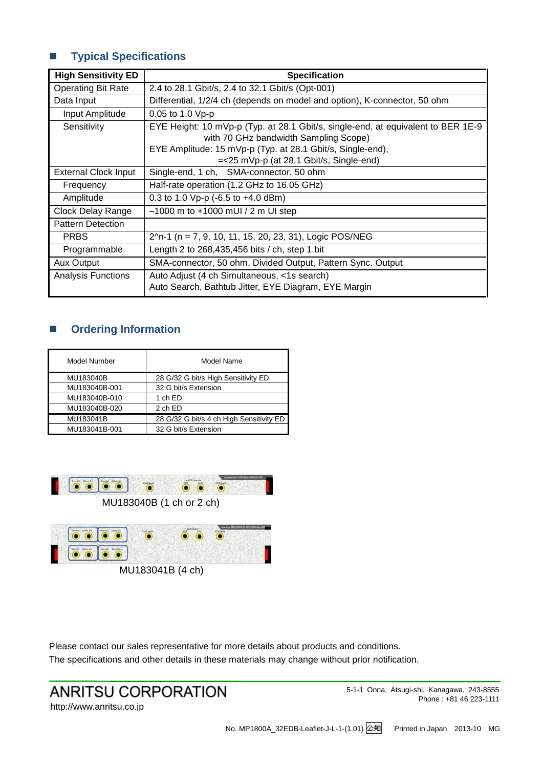## Typical Specifications

| High Sensitivity ED | Specification |
|---|---|
| Operating Bit Rate | 2.4 to 28.1 Gbit/s, 2.4 to 32.1 Gbit/s (Opt-001) |
| Data Input | Differential, 1/2/4 ch (depends on model and option), K-connector, 50 ohm |
| Input Amplitude | 0.05 to 1.0 Vp-p |
| Sensitivity | EYE Height: 10 mVp-p (Typ. at 28.1 Gbit/s, single-end, at equivalent to BER 1E-9 with 70 GHz bandwidth Sampling Scope)<br>EYE Amplitude: 15 mVp-p (Typ. at 28.1 Gbit/s, Single-end), =<25 mVp-p (at 28.1 Gbit/s, Single-end) |
| External Clock Input | Single-end, 1 ch, SMA-connector, 50 ohm |
| Frequency | Half-rate operation (1.2 GHz to 16.05 GHz) |
| Amplitude | 0.3 to 1.0 Vp-p (-6.5 to +4.0 dBm) |
| Clock Delay Range | –1000 m to +1000 mUI / 2 m UI step |
| Pattern Detection | |
| PRBS | 2^n-1 (n = 7, 9, 10, 11, 15, 20, 23, 31), Logic POS/NEG |
| Programmable | Length 2 to 268,435,456 bits / ch, step 1 bit |
| Aux Output | SMA-connector, 50 ohm, Divided Output, Pattern Sync. Output |
| Analysis Functions | Auto Adjust (4 ch Simultaneous, <1s search)<br>Auto Search, Bathtub Jitter, EYE Diagram, EYE Margin |

## Ordering Information

| Model Number | Model Name |
|---|---|
| MU183040B | 28 G/32 G bit/s High Sensitivity ED |
| MU183040B-001 | 32 G bit/s Extension |
| MU183040B-010 | 1 ch ED |
| MU183040B-020 | 2 ch ED |
| MU183041B | 28 G/32 G bit/s 4 ch High Sensitivity ED |
| MU183041B-001 | 32 G bit/s Extension |

MU183040B (1 ch or 2 ch)

MU183041B (4 ch)

Please contact our sales representative for more details about products and conditions.
The specifications and other details in these materials may change without prior notification.

**ANRITSU CORPORATION**
http://www.anritsu.co.jp

5-1-1 Onna, Atsugi-shi, Kanagawa, 243-8555
Phone : +81 46 223-1111

No. MP1800A_32EDB-Leaflet-J-L-1-(1.01) 公知 Printed in Japan 2013-10 MG